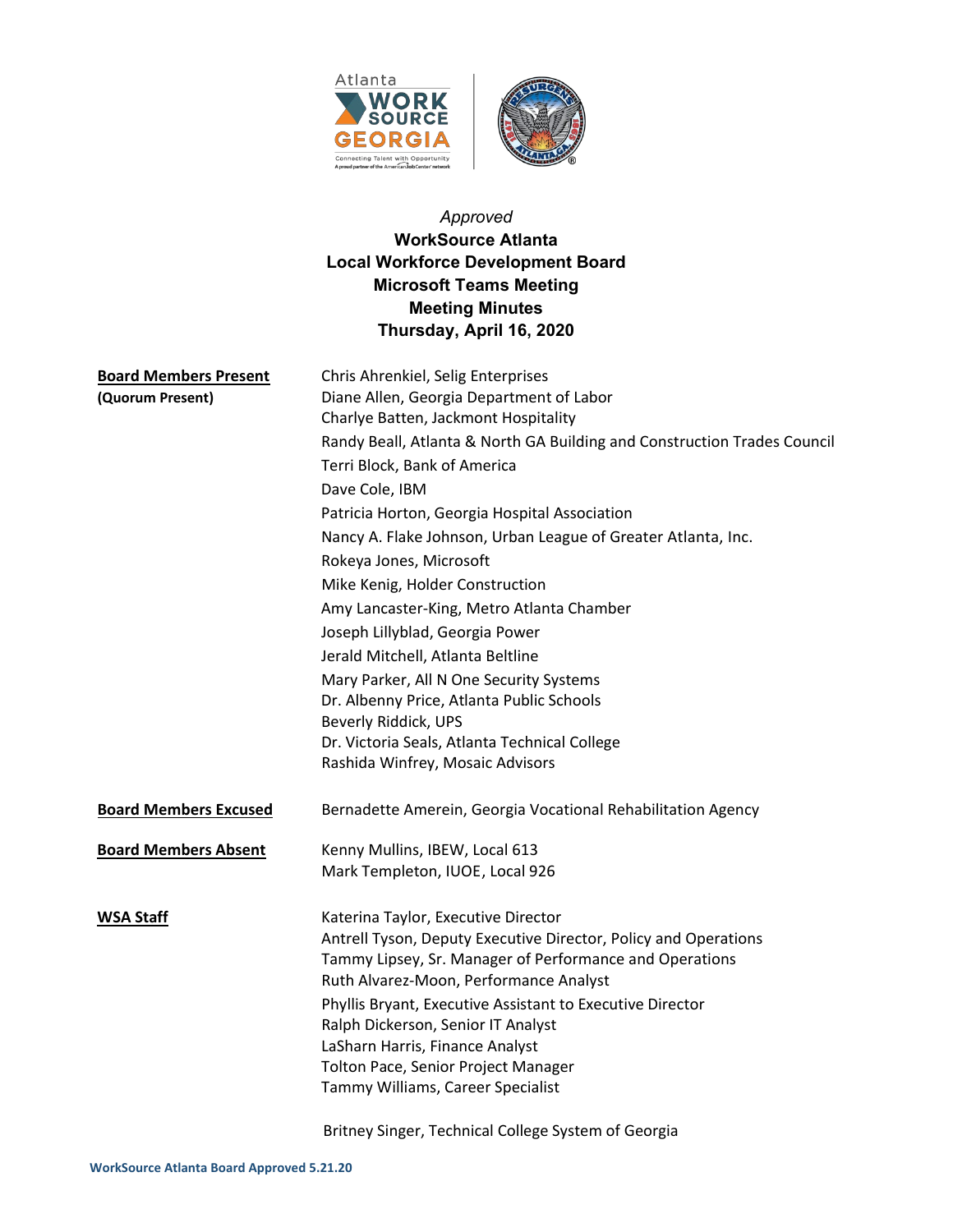*Approved*

**WorkSource Atlanta**
**Local Workforce Development Board**
**Microsoft Teams Meeting**
**Meeting Minutes**
**Thursday, April 16, 2020**

| | |
|---|---|
| **Board Members Present** **(Quorum Present)** | Chris Ahrenkiel, Selig Enterprises<br>Diane Allen, Georgia Department of Labor<br>Charlye Batten, Jackmont Hospitality<br>Randy Beall, Atlanta & North GA Building and Construction Trades Council<br>Terri Block, Bank of America<br>Dave Cole, IBM<br>Patricia Horton, Georgia Hospital Association<br>Nancy A. Flake Johnson, Urban League of Greater Atlanta, Inc.<br>Rokeya Jones, Microsoft<br>Mike Kenig, Holder Construction<br>Amy Lancaster-King, Metro Atlanta Chamber<br>Joseph Lillyblad, Georgia Power<br>Jerald Mitchell, Atlanta Beltline<br>Mary Parker, All N One Security Systems<br>Dr. Albenny Price, Atlanta Public Schools<br>Beverly Riddick, UPS<br>Dr. Victoria Seals, Atlanta Technical College<br>Rashida Winfrey, Mosaic Advisors |
| **Board Members Excused** | Bernadette Amerein, Georgia Vocational Rehabilitation Agency |
| **Board Members Absent** | Kenny Mullins, IBEW, Local 613<br>Mark Templeton, IUOE, Local 926 |
| **WSA Staff** | Katerina Taylor, Executive Director<br>Antrell Tyson, Deputy Executive Director, Policy and Operations<br>Tammy Lipsey, Sr. Manager of Performance and Operations<br>Ruth Alvarez-Moon, Performance Analyst<br>Phyllis Bryant, Executive Assistant to Executive Director<br>Ralph Dickerson, Senior IT Analyst<br>LaSharn Harris, Finance Analyst<br>Tolton Pace, Senior Project Manager<br>Tammy Williams, Career Specialist |
| | Britney Singer, Technical College System of Georgia |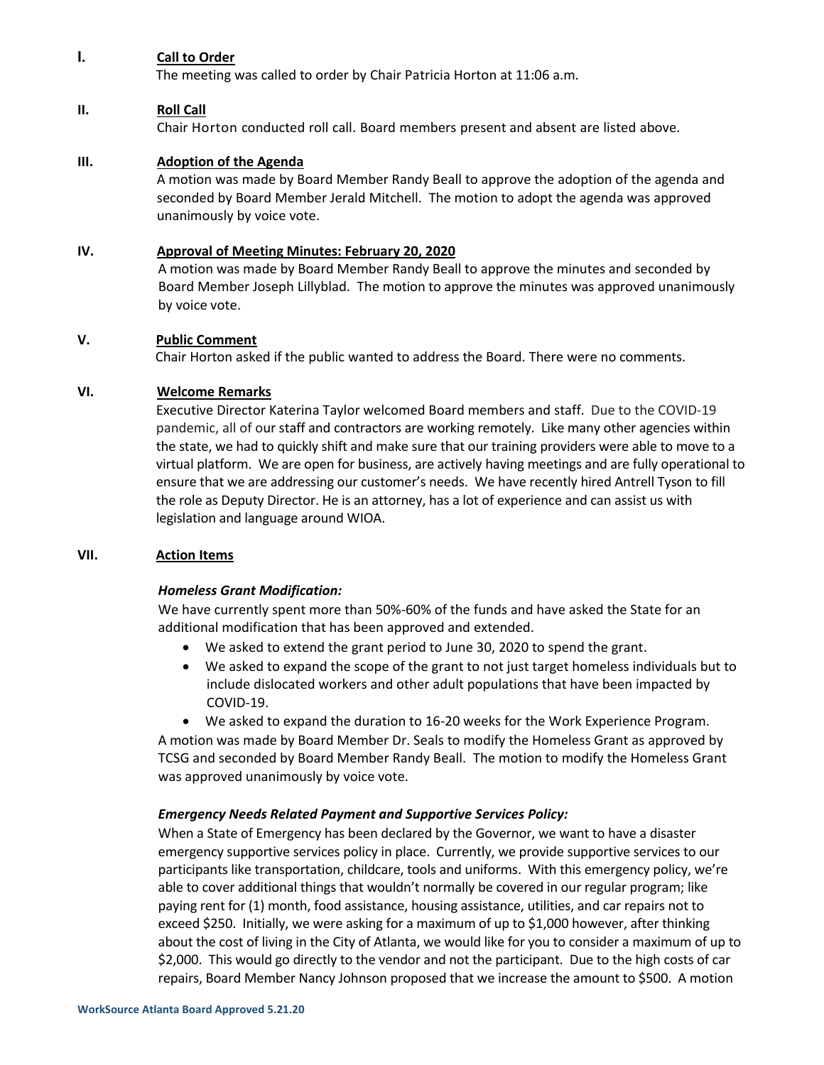## I. Call to Order

The meeting was called to order by Chair Patricia Horton at 11:06 a.m.

## II. Roll Call

Chair Horton conducted roll call. Board members present and absent are listed above.

## III. Adoption of the Agenda

A motion was made by Board Member Randy Beall to approve the adoption of the agenda and seconded by Board Member Jerald Mitchell. The motion to adopt the agenda was approved unanimously by voice vote.

## IV. Approval of Meeting Minutes: February 20, 2020

A motion was made by Board Member Randy Beall to approve the minutes and seconded by Board Member Joseph Lillyblad. The motion to approve the minutes was approved unanimously by voice vote.

## V. Public Comment

Chair Horton asked if the public wanted to address the Board. There were no comments.

## VI. Welcome Remarks

Executive Director Katerina Taylor welcomed Board members and staff. Due to the COVID-19 pandemic, all of our staff and contractors are working remotely. Like many other agencies within the state, we had to quickly shift and make sure that our training providers were able to move to a virtual platform. We are open for business, are actively having meetings and are fully operational to ensure that we are addressing our customer's needs. We have recently hired Antrell Tyson to fill the role as Deputy Director. He is an attorney, has a lot of experience and can assist us with legislation and language around WIOA.

## VII. Action Items

***Homeless Grant Modification:***

We have currently spent more than 50%-60% of the funds and have asked the State for an additional modification that has been approved and extended.

- We asked to extend the grant period to June 30, 2020 to spend the grant.
- We asked to expand the scope of the grant to not just target homeless individuals but to include dislocated workers and other adult populations that have been impacted by COVID-19.
- We asked to expand the duration to 16-20 weeks for the Work Experience Program.

A motion was made by Board Member Dr. Seals to modify the Homeless Grant as approved by TCSG and seconded by Board Member Randy Beall. The motion to modify the Homeless Grant was approved unanimously by voice vote.

***Emergency Needs Related Payment and Supportive Services Policy:***

When a State of Emergency has been declared by the Governor, we want to have a disaster emergency supportive services policy in place. Currently, we provide supportive services to our participants like transportation, childcare, tools and uniforms. With this emergency policy, we're able to cover additional things that wouldn't normally be covered in our regular program; like paying rent for (1) month, food assistance, housing assistance, utilities, and car repairs not to exceed $250. Initially, we were asking for a maximum of up to $1,000 however, after thinking about the cost of living in the City of Atlanta, we would like for you to consider a maximum of up to $2,000. This would go directly to the vendor and not the participant. Due to the high costs of car repairs, Board Member Nancy Johnson proposed that we increase the amount to $500. A motion

WorkSource Atlanta Board Approved 5.21.20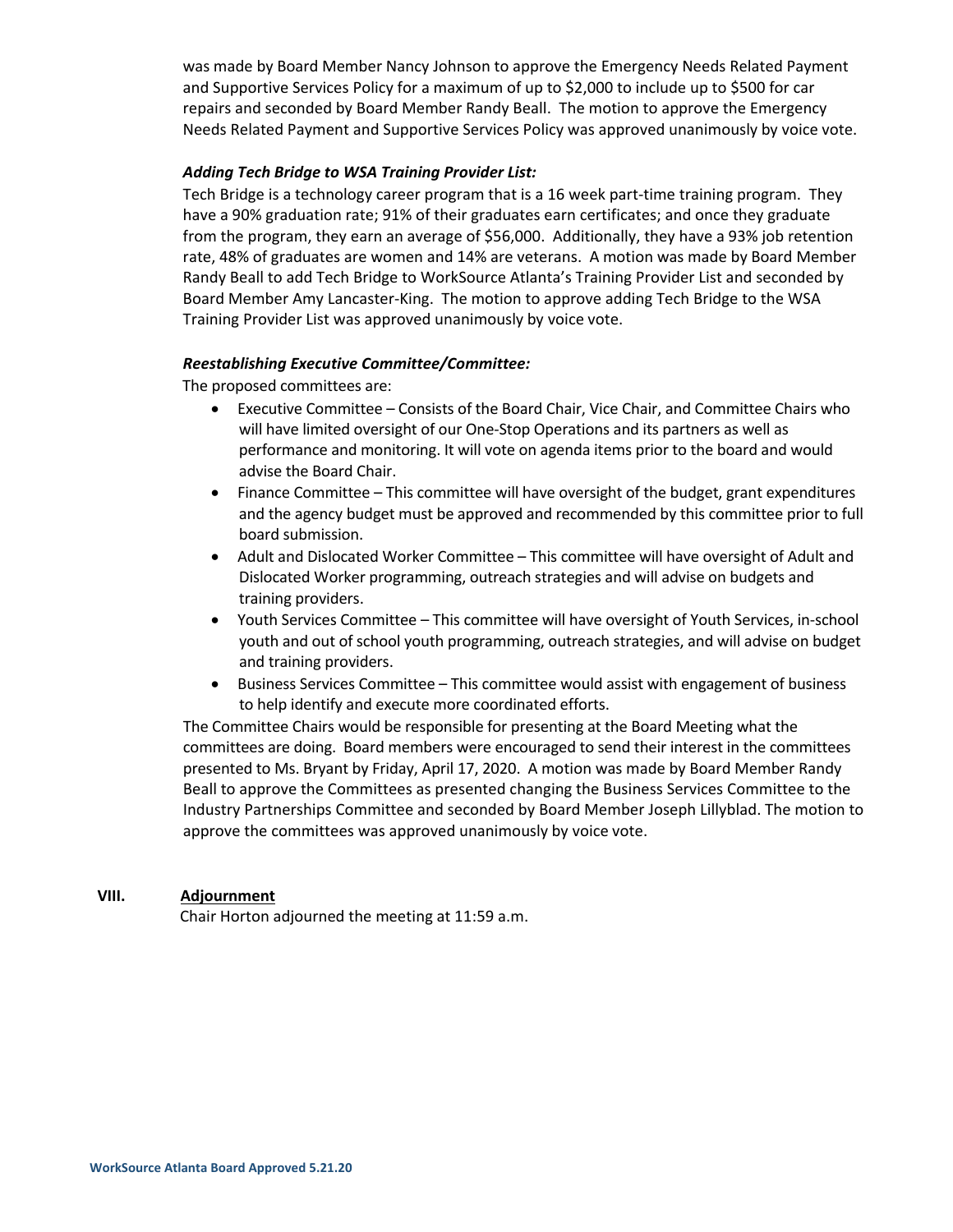was made by Board Member Nancy Johnson to approve the Emergency Needs Related Payment and Supportive Services Policy for a maximum of up to $2,000 to include up to $500 for car repairs and seconded by Board Member Randy Beall. The motion to approve the Emergency Needs Related Payment and Supportive Services Policy was approved unanimously by voice vote.

***Adding Tech Bridge to WSA Training Provider List:***

Tech Bridge is a technology career program that is a 16 week part-time training program. They have a 90% graduation rate; 91% of their graduates earn certificates; and once they graduate from the program, they earn an average of $56,000. Additionally, they have a 93% job retention rate, 48% of graduates are women and 14% are veterans. A motion was made by Board Member Randy Beall to add Tech Bridge to WorkSource Atlanta's Training Provider List and seconded by Board Member Amy Lancaster-King. The motion to approve adding Tech Bridge to the WSA Training Provider List was approved unanimously by voice vote.

***Reestablishing Executive Committee/Committee:***

The proposed committees are:

- Executive Committee – Consists of the Board Chair, Vice Chair, and Committee Chairs who will have limited oversight of our One-Stop Operations and its partners as well as performance and monitoring. It will vote on agenda items prior to the board and would advise the Board Chair.
- Finance Committee – This committee will have oversight of the budget, grant expenditures and the agency budget must be approved and recommended by this committee prior to full board submission.
- Adult and Dislocated Worker Committee – This committee will have oversight of Adult and Dislocated Worker programming, outreach strategies and will advise on budgets and training providers.
- Youth Services Committee – This committee will have oversight of Youth Services, in-school youth and out of school youth programming, outreach strategies, and will advise on budget and training providers.
- Business Services Committee – This committee would assist with engagement of business to help identify and execute more coordinated efforts.

The Committee Chairs would be responsible for presenting at the Board Meeting what the committees are doing. Board members were encouraged to send their interest in the committees presented to Ms. Bryant by Friday, April 17, 2020. A motion was made by Board Member Randy Beall to approve the Committees as presented changing the Business Services Committee to the Industry Partnerships Committee and seconded by Board Member Joseph Lillyblad. The motion to approve the committees was approved unanimously by voice vote.

**VIII. <u>Adjournment</u>**

Chair Horton adjourned the meeting at 11:59 a.m.

**WorkSource Atlanta Board Approved 5.21.20**